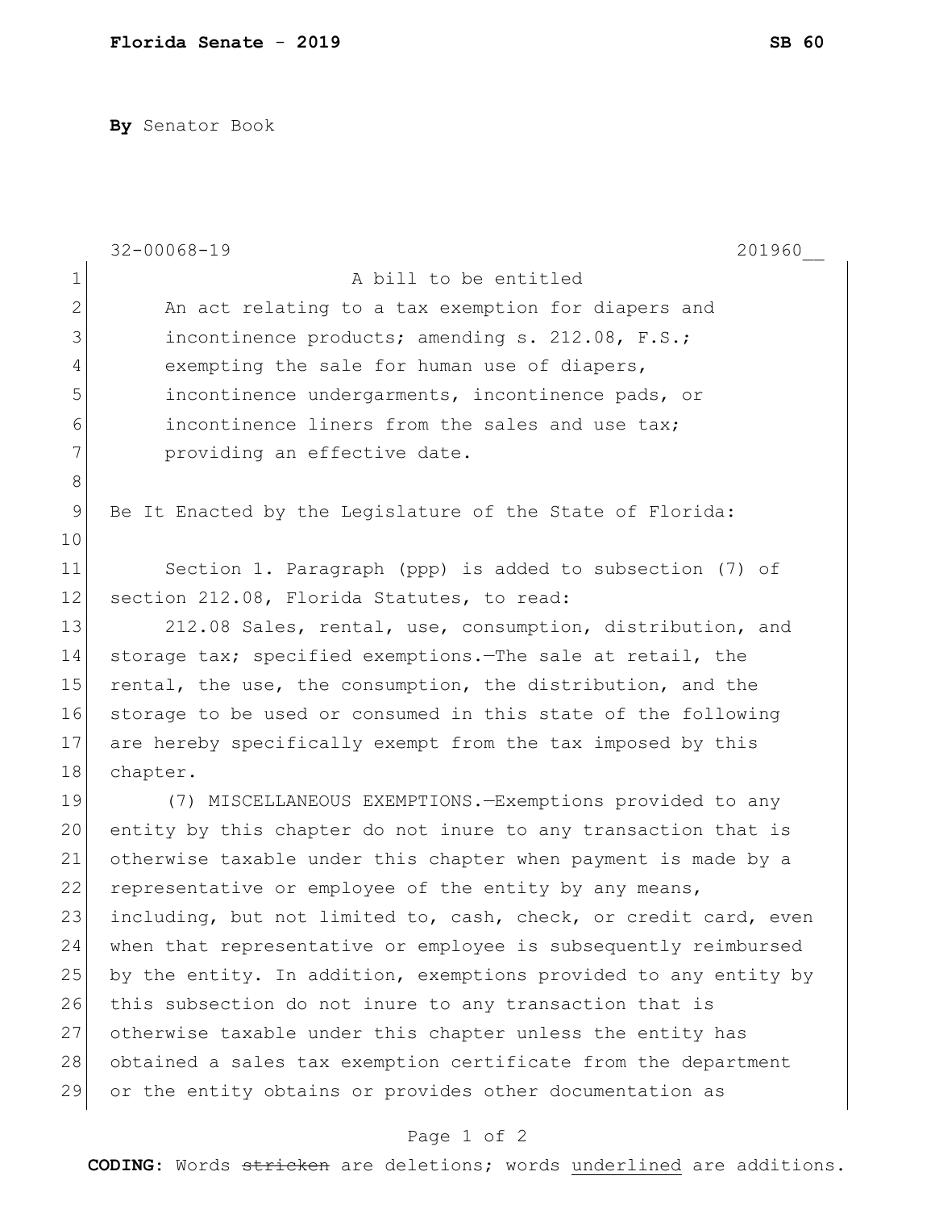**Florida Senate - 2019** **SB 60**

**By** Senator Book

32-00068-19 201960__

A bill to be entitled

An act relating to a tax exemption for diapers and incontinence products; amending s. 212.08, F.S.; exempting the sale for human use of diapers, incontinence undergarments, incontinence pads, or incontinence liners from the sales and use tax; providing an effective date.

Be It Enacted by the Legislature of the State of Florida:

Section 1. Paragraph (ppp) is added to subsection (7) of section 212.08, Florida Statutes, to read:

212.08 Sales, rental, use, consumption, distribution, and storage tax; specified exemptions.—The sale at retail, the rental, the use, the consumption, the distribution, and the storage to be used or consumed in this state of the following are hereby specifically exempt from the tax imposed by this chapter.

(7) MISCELLANEOUS EXEMPTIONS.—Exemptions provided to any entity by this chapter do not inure to any transaction that is otherwise taxable under this chapter when payment is made by a representative or employee of the entity by any means, including, but not limited to, cash, check, or credit card, even when that representative or employee is subsequently reimbursed by the entity. In addition, exemptions provided to any entity by this subsection do not inure to any transaction that is otherwise taxable under this chapter unless the entity has obtained a sales tax exemption certificate from the department or the entity obtains or provides other documentation as

**CODING:** Words ~~stricken~~ are deletions; words <u>underlined</u> are additions.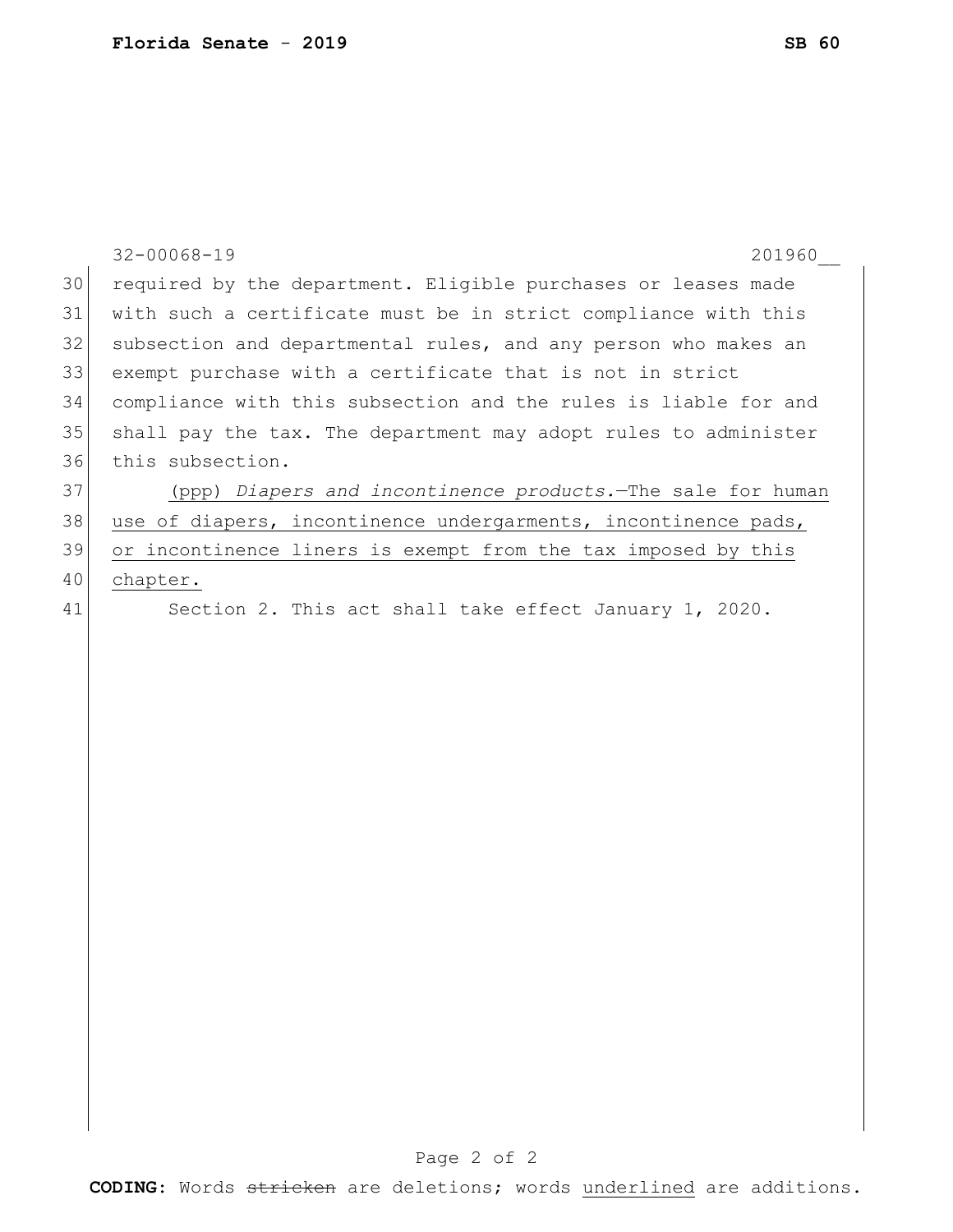32-00068-19 201960__

required by the department. Eligible purchases or leases made with such a certificate must be in strict compliance with this subsection and departmental rules, and any person who makes an exempt purchase with a certificate that is not in strict compliance with this subsection and the rules is liable for and shall pay the tax. The department may adopt rules to administer this subsection.

(ppp) *Diapers and incontinence products.*—The sale for human use of diapers, incontinence undergarments, incontinence pads, or incontinence liners is exempt from the tax imposed by this chapter.

Section 2. This act shall take effect January 1, 2020.

**CODING:** Words ~~stricken~~ are deletions; words underlined are additions.